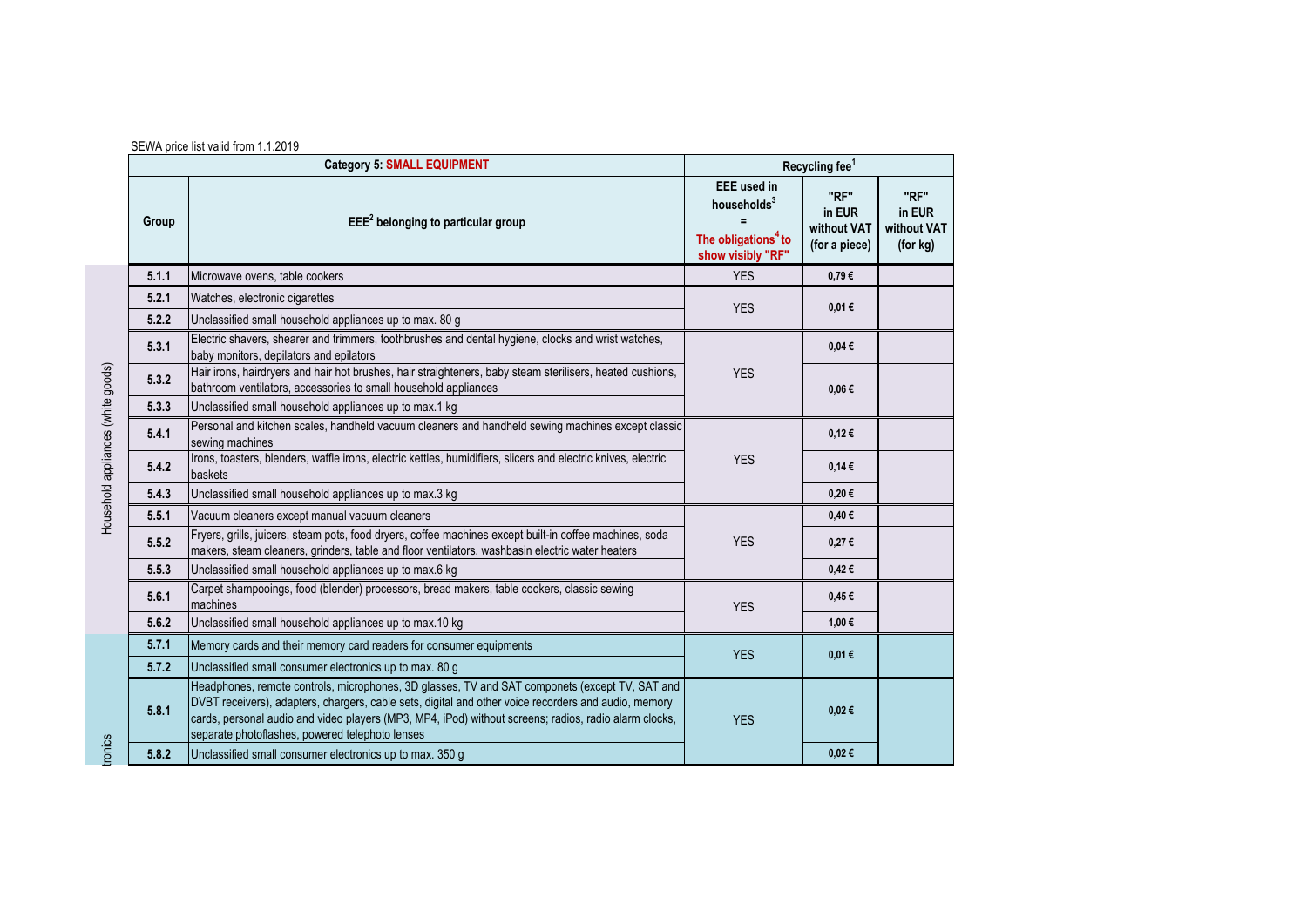SEWA price list valid from 1.1.2019

| | Category 5: SMALL EQUIPMENT | | Recycling fee[1] | | |
|---|---|---|---|---|---|
| | Group | EEE[2] belonging to particular group | EEE used in households[3] = The obligations[4] to show visibly "RF" | "RF" in EUR without VAT (for a piece) | "RF" in EUR without VAT (for kg) |
| Household appliances (white goods) | 5.1.1 | Microwave ovens, table cookers | YES | 0,79 € | |
| | 5.2.1 | Watches, electronic cigarettes | YES | 0,01 € | |
| | 5.2.2 | Unclassified small household appliances up to max. 80 g | | | |
| | 5.3.1 | Electric shavers, shearer and trimmers, toothbrushes and dental hygiene, clocks and wrist watches, baby monitors, depilators and epilators | YES | 0,04 € | |
| | 5.3.2 | Hair irons, hairdryers and hair hot brushes, hair straighteners, baby steam sterilisers, heated cushions, bathroom ventilators, accessories to small household appliances | | 0,06 € | |
| | 5.3.3 | Unclassified small household appliances up to max.1 kg | | | |
| | 5.4.1 | Personal and kitchen scales, handheld vacuum cleaners and handheld sewing machines except classic sewing machines | YES | 0,12 € | |
| | 5.4.2 | Irons, toasters, blenders, waffle irons, electric kettles, humidifiers, slicers and electric knives, electric baskets | | 0,14 € | |
| | 5.4.3 | Unclassified small household appliances up to max.3 kg | | 0,20 € | |
| | 5.5.1 | Vacuum cleaners except manual vacuum cleaners | YES | 0,40 € | |
| | 5.5.2 | Fryers, grills, juicers, steam pots, food dryers, coffee machines except built-in coffee machines, soda makers, steam cleaners, grinders, table and floor ventilators, washbasin electric water heaters | | 0,27 € | |
| | 5.5.3 | Unclassified small household appliances up to max.6 kg | | 0,42 € | |
| | 5.6.1 | Carpet shampooings, food (blender) processors, bread makers, table cookers, classic sewing machines | YES | 0,45 € | |
| | 5.6.2 | Unclassified small household appliances up to max.10 kg | | 1,00 € | |
| tronics | 5.7.1 | Memory cards and their memory card readers for consumer equipments | YES | 0,01 € | |
| | 5.7.2 | Unclassified small consumer electronics up to max. 80 g | | | |
| | 5.8.1 | Headphones, remote controls, microphones, 3D glasses, TV and SAT componets (except TV, SAT and DVBT receivers), adapters, chargers, cable sets, digital and other voice recorders and audio, memory cards, personal audio and video players (MP3, MP4, iPod) without screens; radios, radio alarm clocks, separate photoflashes, powered telephoto lenses | YES | 0,02 € | |
| | 5.8.2 | Unclassified small consumer electronics up to max. 350 g | | 0,02 € | |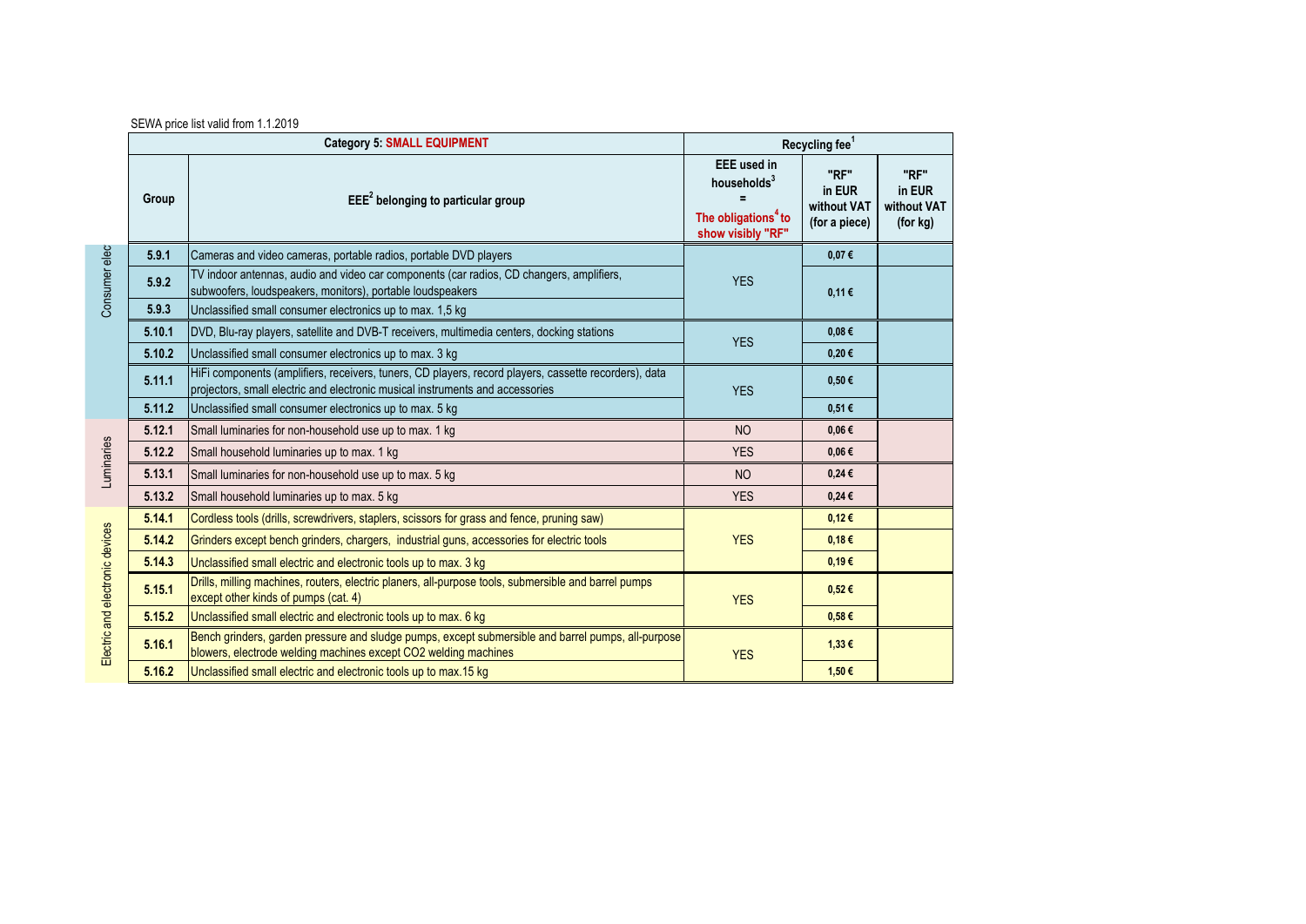SEWA price list valid from 1.1.2019

| | Category 5: SMALL EQUIPMENT | | Recycling fee[1] | | |
|---|---|---|---|---|---|
| | Group | EEE[2] belonging to particular group | EEE used in households[3] = The obligations[4] to show visibly "RF" | "RF" in EUR without VAT (for a piece) | "RF" in EUR without VAT (for kg) |
| Consumer elec | 5.9.1 | Cameras and video cameras, portable radios, portable DVD players | YES | 0,07 € | |
| | 5.9.2 | TV indoor antennas, audio and video car components (car radios, CD changers, amplifiers, subwoofers, loudspeakers, monitors), portable loudspeakers | | 0,11 € | |
| | 5.9.3 | Unclassified small consumer electronics up to max. 1,5 kg | | | |
| | 5.10.1 | DVD, Blu-ray players, satellite and DVB-T receivers, multimedia centers, docking stations | YES | 0,08 € | |
| | 5.10.2 | Unclassified small consumer electronics up to max. 3 kg | | 0,20 € | |
| | 5.11.1 | HiFi components (amplifiers, receivers, tuners, CD players, record players, cassette recorders), data projectors, small electric and electronic musical instruments and accessories | YES | 0,50 € | |
| | 5.11.2 | Unclassified small consumer electronics up to max. 5 kg | | 0,51 € | |
| Luminaries | 5.12.1 | Small luminaries for non-household use up to max. 1 kg | NO | 0,06 € | |
| | 5.12.2 | Small household luminaries up to max. 1 kg | YES | 0,06 € | |
| | 5.13.1 | Small luminaries for non-household use up to max. 5 kg | NO | 0,24 € | |
| | 5.13.2 | Small household luminaries up to max. 5 kg | YES | 0,24 € | |
| Electric and electronic devices | 5.14.1 | Cordless tools (drills, screwdrivers, staplers, scissors for grass and fence, pruning saw) | YES | 0,12 € | |
| | 5.14.2 | Grinders except bench grinders, chargers, industrial guns, accessories for electric tools | | 0,18 € | |
| | 5.14.3 | Unclassified small electric and electronic tools up to max. 3 kg | | 0,19 € | |
| | 5.15.1 | Drills, milling machines, routers, electric planers, all-purpose tools, submersible and barrel pumps except other kinds of pumps (cat. 4) | YES | 0,52 € | |
| | 5.15.2 | Unclassified small electric and electronic tools up to max. 6 kg | | 0,58 € | |
| | 5.16.1 | Bench grinders, garden pressure and sludge pumps, except submersible and barrel pumps, all-purpose blowers, electrode welding machines except CO2 welding machines | YES | 1,33 € | |
| | 5.16.2 | Unclassified small electric and electronic tools up to max.15 kg | | 1,50 € | |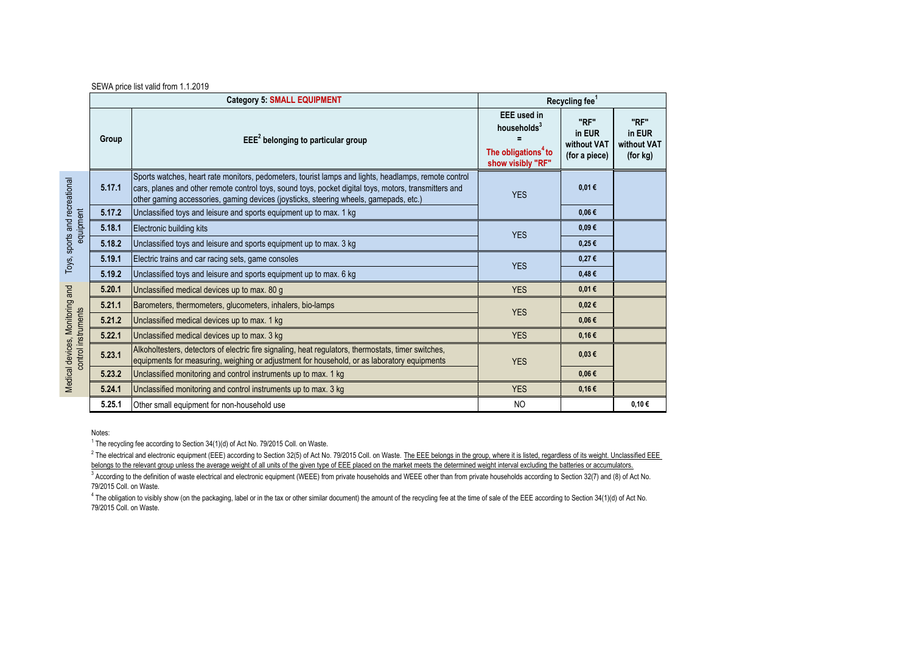SEWA price list valid from 1.1.2019

| | Category 5: SMALL EQUIPMENT | | Recycling fee[1] | | |
|---|---|---|---|---|---|
| | Group | EEE[2] belonging to particular group | EEE used in households[3] = The obligations[4] to show visibly "RF" | "RF" in EUR without VAT (for a piece) | "RF" in EUR without VAT (for kg) |
| Toys, sports and recreational equipment | 5.17.1 | Sports watches, heart rate monitors, pedometers, tourist lamps and lights, headlamps, remote control cars, planes and other remote control toys, sound toys, pocket digital toys, motors, transmitters and other gaming accessories, gaming devices (joysticks, steering wheels, gamepads, etc.) | YES | 0,01 € | |
| | 5.17.2 | Unclassified toys and leisure and sports equipment up to max. 1 kg | | 0,06 € | |
| | 5.18.1 | Electronic building kits | YES | 0,09 € | |
| | 5.18.2 | Unclassified toys and leisure and sports equipment up to max. 3 kg | | 0,25 € | |
| | 5.19.1 | Electric trains and car racing sets, game consoles | YES | 0,27 € | |
| | 5.19.2 | Unclassified toys and leisure and sports equipment up to max. 6 kg | | 0,48 € | |
| Medical devices, Monitoring and control instruments | 5.20.1 | Unclassified medical devices up to max. 80 g | YES | 0,01 € | |
| | 5.21.1 | Barometers, thermometers, glucometers, inhalers, bio-lamps | YES | 0,02 € | |
| | 5.21.2 | Unclassified medical devices up to max. 1 kg | | 0,06 € | |
| | 5.22.1 | Unclassified medical devices up to max. 3 kg | YES | 0,16 € | |
| | 5.23.1 | Alkoholtesters, detectors of electric fire signaling, heat regulators, thermostats, timer switches, equipments for measuring, weighing or adjustment for household, or as laboratory equipments | YES | 0,03 € | |
| | 5.23.2 | Unclassified monitoring and control instruments up to max. 1 kg | | 0,06 € | |
| | 5.24.1 | Unclassified monitoring and control instruments up to max. 3 kg | YES | 0,16 € | |
| | 5.25.1 | Other small equipment for non-household use | NO | | 0,10 € |

Notes:

[1] The recycling fee according to Section 34(1)(d) of Act No. 79/2015 Coll. on Waste.

[2] The electrical and electronic equipment (EEE) according to Section 32(5) of Act No. 79/2015 Coll. on Waste. The EEE belongs in the group, where it is listed, regardless of its weight. Unclassified EEE belongs to the relevant group unless the average weight of all units of the given type of EEE placed on the market meets the determined weight interval excluding the batteries or accumulators.

[3] According to the definition of waste electrical and electronic equipment (WEEE) from private households and WEEE other than from private households according to Section 32(7) and (8) of Act No. 79/2015 Coll. on Waste.

[4] The obligation to visibly show (on the packaging, label or in the tax or other similar document) the amount of the recycling fee at the time of sale of the EEE according to Section 34(1)(d) of Act No. 79/2015 Coll. on Waste.